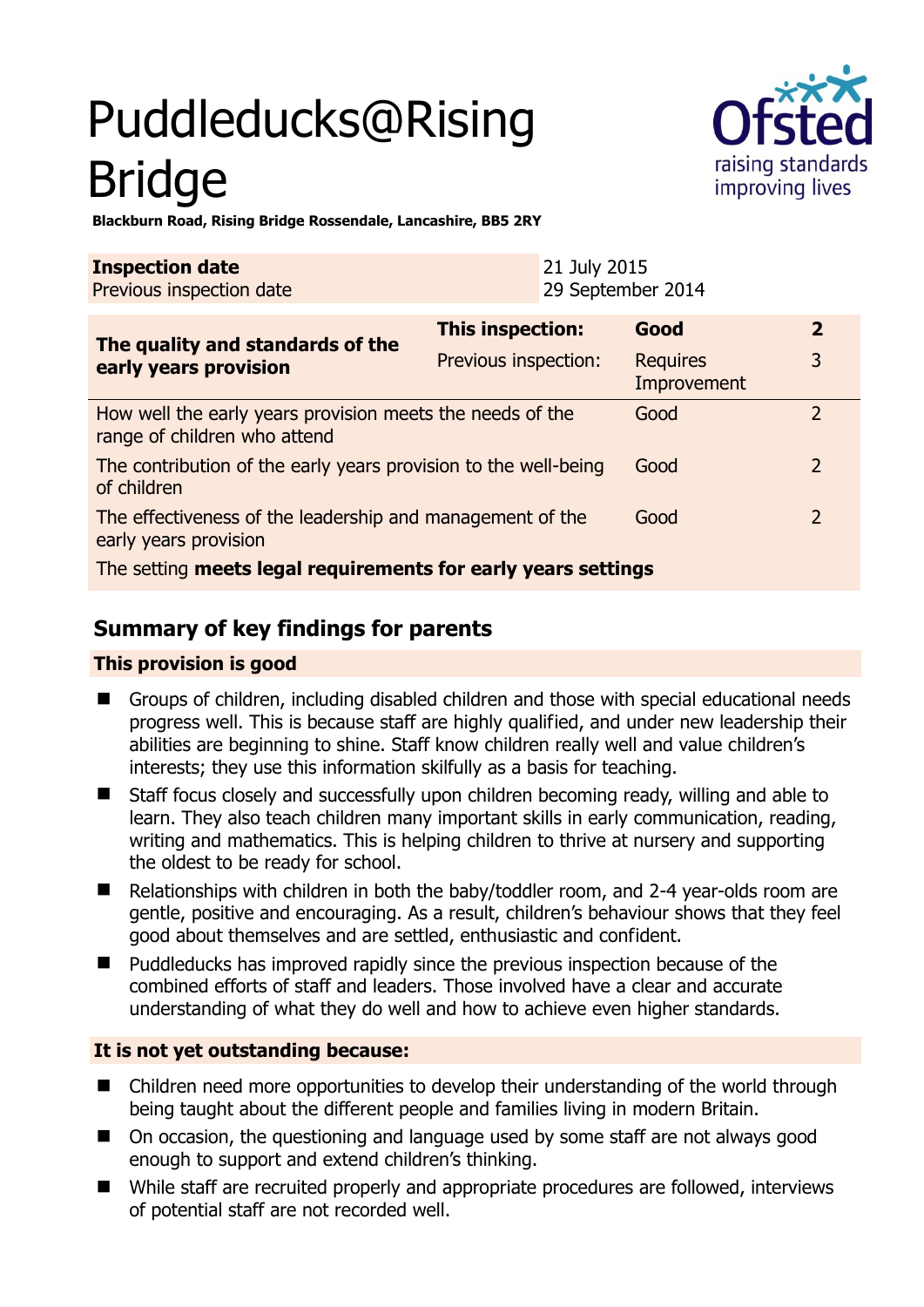# Puddleducks@Rising Bridge

**Blackburn Road, Rising Bridge Rossendale, Lancashire, BB5 2RY**

| **Inspection date** | 21 July 2015 |
|---|---|
| Previous inspection date | 29 September 2014 |

| **The quality and standards of the early years provision** | **This inspection:** | **Good** | **2** |
|---|---|---|---|
| | Previous inspection: | Requires Improvement | 3 |
| How well the early years provision meets the needs of the range of children who attend | | Good | 2 |
| The contribution of the early years provision to the well-being of children | | Good | 2 |
| The effectiveness of the leadership and management of the early years provision | | Good | 2 |
| The setting **meets legal requirements for early years settings** | | | |

## Summary of key findings for parents

### This provision is good

- Groups of children, including disabled children and those with special educational needs progress well. This is because staff are highly qualified, and under new leadership their abilities are beginning to shine. Staff know children really well and value children's interests; they use this information skilfully as a basis for teaching.
- Staff focus closely and successfully upon children becoming ready, willing and able to learn. They also teach children many important skills in early communication, reading, writing and mathematics. This is helping children to thrive at nursery and supporting the oldest to be ready for school.
- Relationships with children in both the baby/toddler room, and 2-4 year-olds room are gentle, positive and encouraging. As a result, children's behaviour shows that they feel good about themselves and are settled, enthusiastic and confident.
- Puddleducks has improved rapidly since the previous inspection because of the combined efforts of staff and leaders. Those involved have a clear and accurate understanding of what they do well and how to achieve even higher standards.

### It is not yet outstanding because:

- Children need more opportunities to develop their understanding of the world through being taught about the different people and families living in modern Britain.
- On occasion, the questioning and language used by some staff are not always good enough to support and extend children's thinking.
- While staff are recruited properly and appropriate procedures are followed, interviews of potential staff are not recorded well.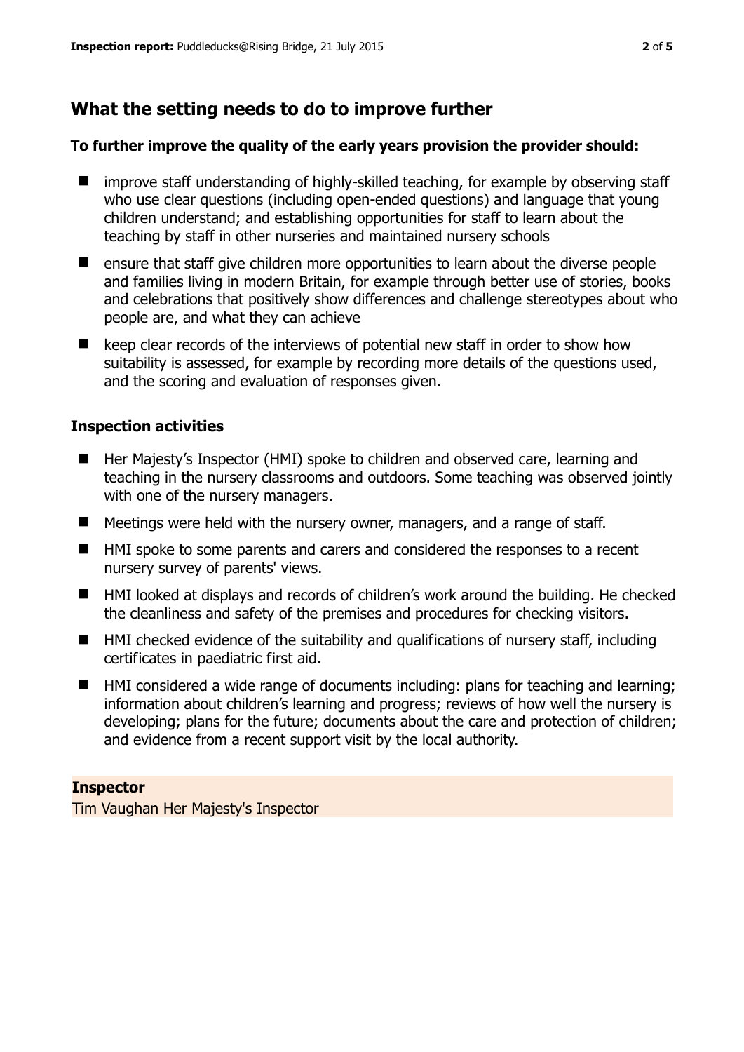## What the setting needs to do to improve further

### To further improve the quality of the early years provision the provider should:

- improve staff understanding of highly-skilled teaching, for example by observing staff who use clear questions (including open-ended questions) and language that young children understand; and establishing opportunities for staff to learn about the teaching by staff in other nurseries and maintained nursery schools
- ensure that staff give children more opportunities to learn about the diverse people and families living in modern Britain, for example through better use of stories, books and celebrations that positively show differences and challenge stereotypes about who people are, and what they can achieve
- keep clear records of the interviews of potential new staff in order to show how suitability is assessed, for example by recording more details of the questions used, and the scoring and evaluation of responses given.

### Inspection activities

- Her Majesty's Inspector (HMI) spoke to children and observed care, learning and teaching in the nursery classrooms and outdoors. Some teaching was observed jointly with one of the nursery managers.
- Meetings were held with the nursery owner, managers, and a range of staff.
- HMI spoke to some parents and carers and considered the responses to a recent nursery survey of parents' views.
- HMI looked at displays and records of children's work around the building. He checked the cleanliness and safety of the premises and procedures for checking visitors.
- HMI checked evidence of the suitability and qualifications of nursery staff, including certificates in paediatric first aid.
- HMI considered a wide range of documents including: plans for teaching and learning; information about children's learning and progress; reviews of how well the nursery is developing; plans for the future; documents about the care and protection of children; and evidence from a recent support visit by the local authority.

### Inspector

Tim Vaughan Her Majesty's Inspector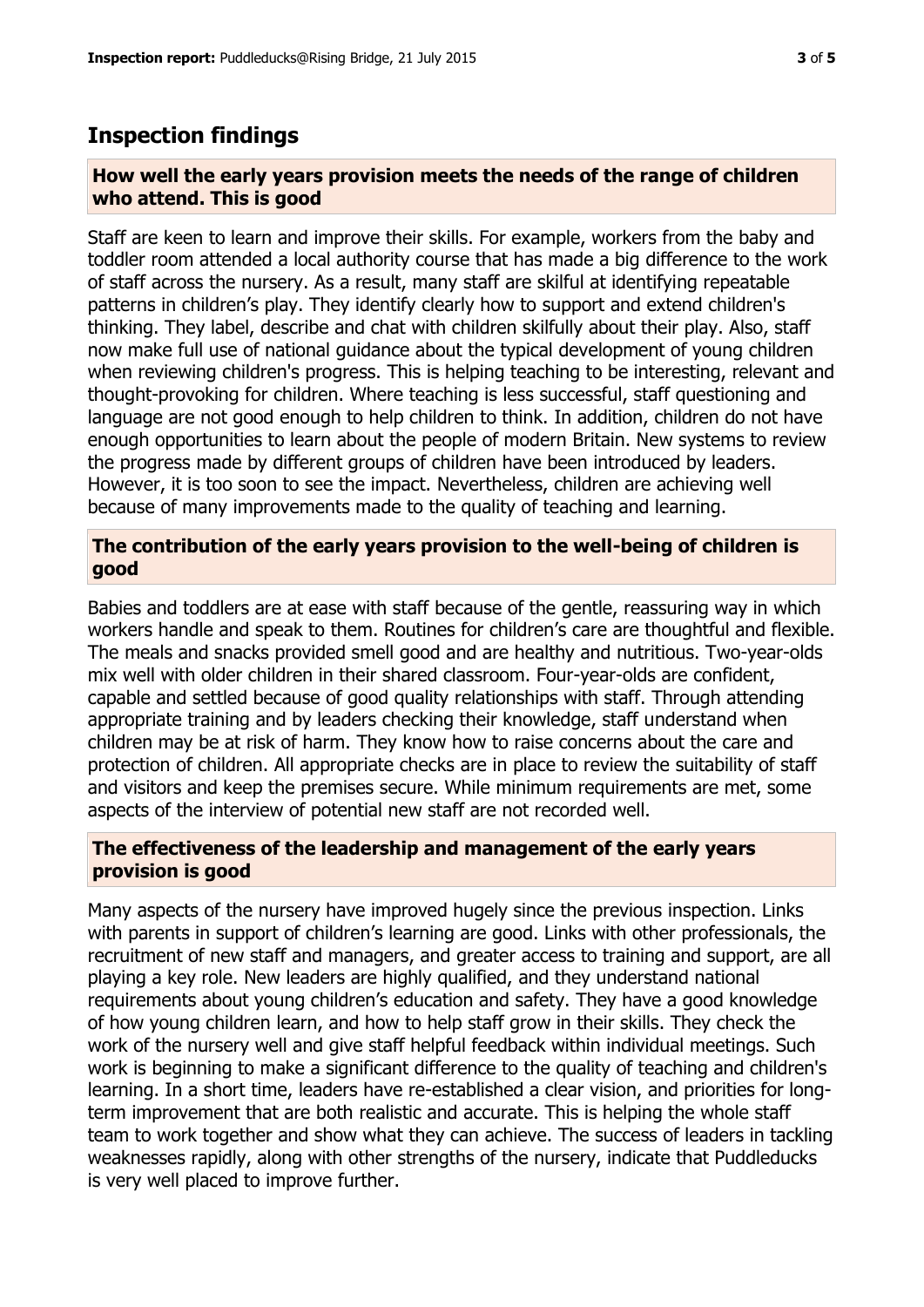## Inspection findings

### How well the early years provision meets the needs of the range of children who attend. This is good

Staff are keen to learn and improve their skills. For example, workers from the baby and toddler room attended a local authority course that has made a big difference to the work of staff across the nursery. As a result, many staff are skilful at identifying repeatable patterns in children's play. They identify clearly how to support and extend children's thinking. They label, describe and chat with children skilfully about their play. Also, staff now make full use of national guidance about the typical development of young children when reviewing children's progress. This is helping teaching to be interesting, relevant and thought-provoking for children. Where teaching is less successful, staff questioning and language are not good enough to help children to think. In addition, children do not have enough opportunities to learn about the people of modern Britain. New systems to review the progress made by different groups of children have been introduced by leaders. However, it is too soon to see the impact. Nevertheless, children are achieving well because of many improvements made to the quality of teaching and learning.

### The contribution of the early years provision to the well-being of children is good

Babies and toddlers are at ease with staff because of the gentle, reassuring way in which workers handle and speak to them. Routines for children's care are thoughtful and flexible. The meals and snacks provided smell good and are healthy and nutritious. Two-year-olds mix well with older children in their shared classroom. Four-year-olds are confident, capable and settled because of good quality relationships with staff. Through attending appropriate training and by leaders checking their knowledge, staff understand when children may be at risk of harm. They know how to raise concerns about the care and protection of children. All appropriate checks are in place to review the suitability of staff and visitors and keep the premises secure. While minimum requirements are met, some aspects of the interview of potential new staff are not recorded well.

### The effectiveness of the leadership and management of the early years provision is good

Many aspects of the nursery have improved hugely since the previous inspection. Links with parents in support of children's learning are good. Links with other professionals, the recruitment of new staff and managers, and greater access to training and support, are all playing a key role. New leaders are highly qualified, and they understand national requirements about young children's education and safety. They have a good knowledge of how young children learn, and how to help staff grow in their skills. They check the work of the nursery well and give staff helpful feedback within individual meetings. Such work is beginning to make a significant difference to the quality of teaching and children's learning. In a short time, leaders have re-established a clear vision, and priorities for long-term improvement that are both realistic and accurate. This is helping the whole staff team to work together and show what they can achieve. The success of leaders in tackling weaknesses rapidly, along with other strengths of the nursery, indicate that Puddleducks is very well placed to improve further.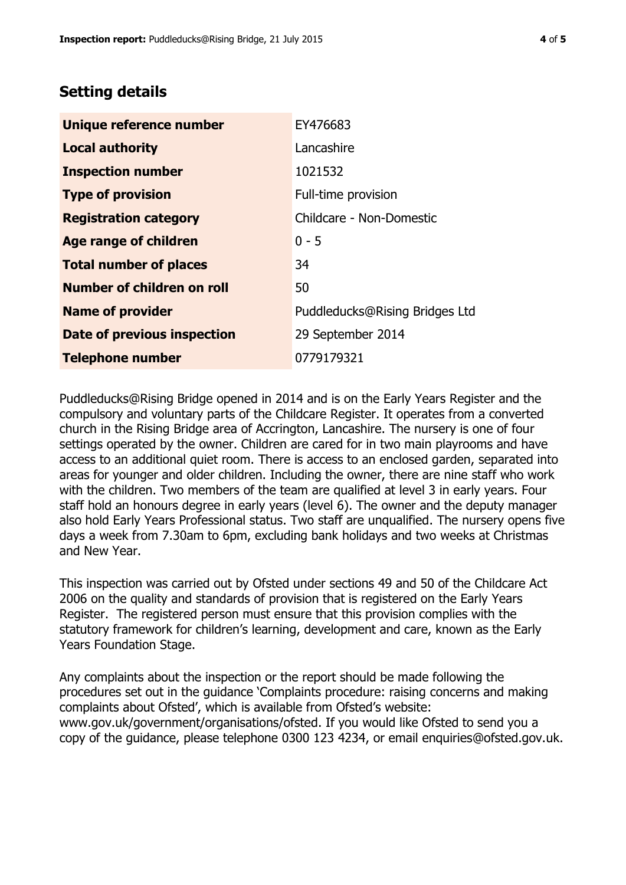## Setting details

| | |
|---|---|
| **Unique reference number** | EY476683 |
| **Local authority** | Lancashire |
| **Inspection number** | 1021532 |
| **Type of provision** | Full-time provision |
| **Registration category** | Childcare - Non-Domestic |
| **Age range of children** | 0 - 5 |
| **Total number of places** | 34 |
| **Number of children on roll** | 50 |
| **Name of provider** | Puddleducks@Rising Bridges Ltd |
| **Date of previous inspection** | 29 September 2014 |
| **Telephone number** | 0779179321 |

Puddleducks@Rising Bridge opened in 2014 and is on the Early Years Register and the compulsory and voluntary parts of the Childcare Register. It operates from a converted church in the Rising Bridge area of Accrington, Lancashire. The nursery is one of four settings operated by the owner. Children are cared for in two main playrooms and have access to an additional quiet room. There is access to an enclosed garden, separated into areas for younger and older children. Including the owner, there are nine staff who work with the children. Two members of the team are qualified at level 3 in early years. Four staff hold an honours degree in early years (level 6). The owner and the deputy manager also hold Early Years Professional status. Two staff are unqualified. The nursery opens five days a week from 7.30am to 6pm, excluding bank holidays and two weeks at Christmas and New Year.

This inspection was carried out by Ofsted under sections 49 and 50 of the Childcare Act 2006 on the quality and standards of provision that is registered on the Early Years Register. The registered person must ensure that this provision complies with the statutory framework for children's learning, development and care, known as the Early Years Foundation Stage.

Any complaints about the inspection or the report should be made following the procedures set out in the guidance 'Complaints procedure: raising concerns and making complaints about Ofsted', which is available from Ofsted's website: www.gov.uk/government/organisations/ofsted. If you would like Ofsted to send you a copy of the guidance, please telephone 0300 123 4234, or email enquiries@ofsted.gov.uk.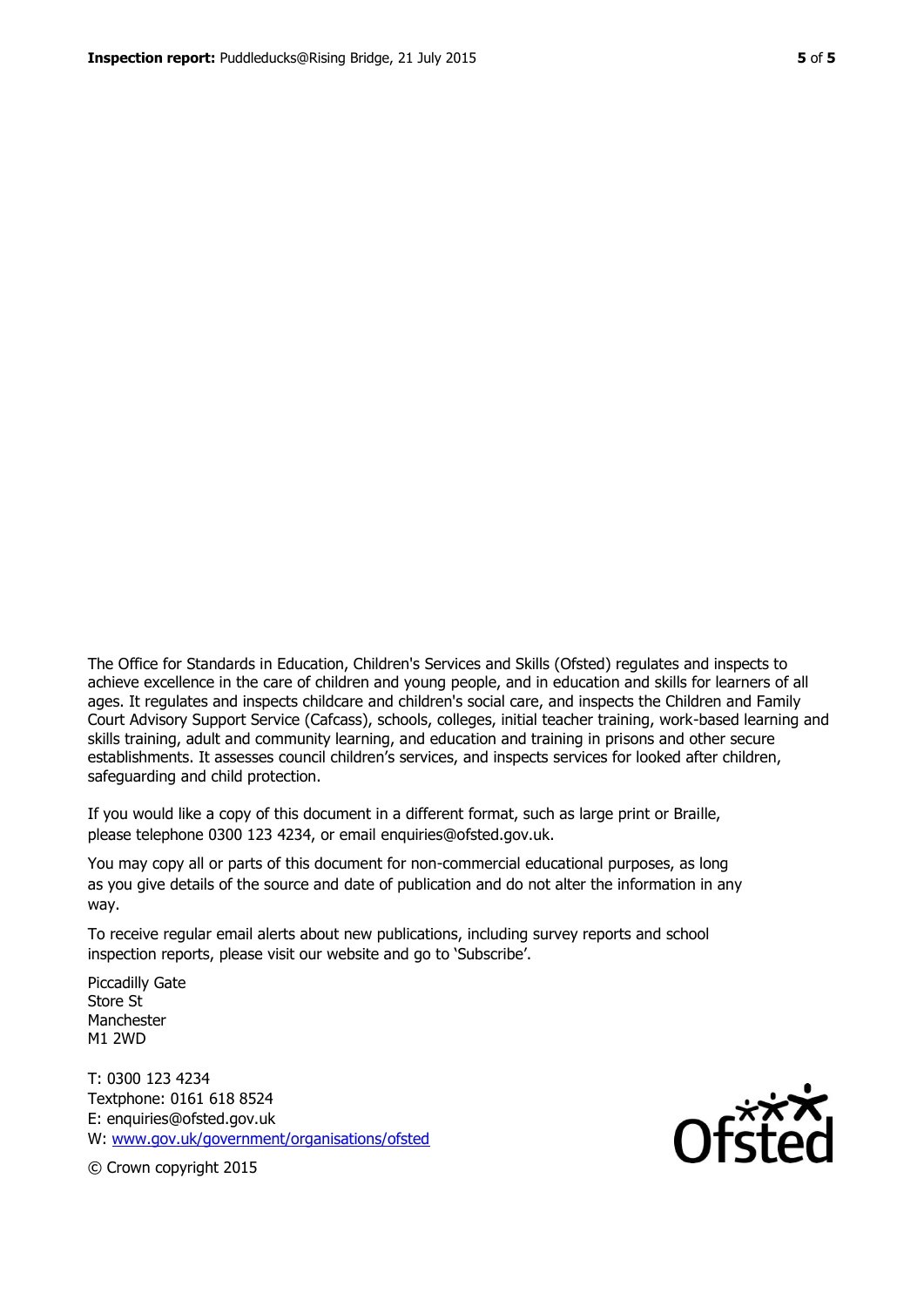The Office for Standards in Education, Children's Services and Skills (Ofsted) regulates and inspects to achieve excellence in the care of children and young people, and in education and skills for learners of all ages. It regulates and inspects childcare and children's social care, and inspects the Children and Family Court Advisory Support Service (Cafcass), schools, colleges, initial teacher training, work-based learning and skills training, adult and community learning, and education and training in prisons and other secure establishments. It assesses council children's services, and inspects services for looked after children, safeguarding and child protection.

If you would like a copy of this document in a different format, such as large print or Braille, please telephone 0300 123 4234, or email enquiries@ofsted.gov.uk.

You may copy all or parts of this document for non-commercial educational purposes, as long as you give details of the source and date of publication and do not alter the information in any way.

To receive regular email alerts about new publications, including survey reports and school inspection reports, please visit our website and go to 'Subscribe'.

Piccadilly Gate
Store St
Manchester
M1 2WD

T: 0300 123 4234
Textphone: 0161 618 8524
E: enquiries@ofsted.gov.uk
W: [www.gov.uk/government/organisations/ofsted](http://www.gov.uk/government/organisations/ofsted)

© Crown copyright 2015